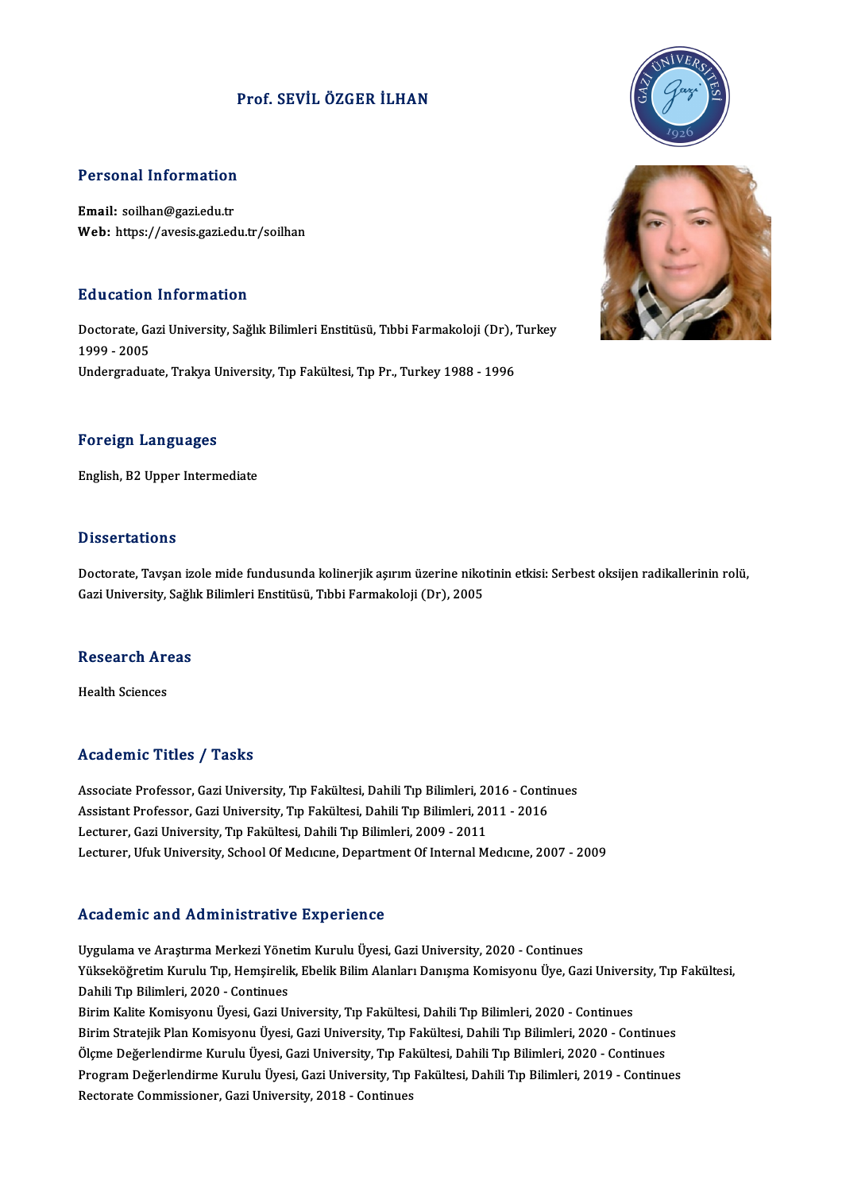# Prof. SEVİL ÖZGER İLHAN

## Personal Information

**Email:** soilhan@gazi.edu.tr
**Web:** https://avesis.gazi.edu.tr/soilhan

## Education Information

Doctorate, Gazi University, Sağlık Bilimleri Enstitüsü, Tıbbi Farmakoloji (Dr), Turkey 1999 - 2005
Undergraduate, Trakya University, Tıp Fakültesi, Tıp Pr., Turkey 1988 - 1996

## Foreign Languages

English, B2 Upper Intermediate

## Dissertations

Doctorate, Tavşan izole mide fundusunda kolinerjik aşırım üzerine nikotinin etkisi: Serbest oksijen radikallerinin rolü, Gazi University, Sağlık Bilimleri Enstitüsü, Tıbbi Farmakoloji (Dr), 2005

## Research Areas

Health Sciences

## Academic Titles / Tasks

Associate Professor, Gazi University, Tıp Fakültesi, Dahili Tıp Bilimleri, 2016 - Continues
Assistant Professor, Gazi University, Tıp Fakültesi, Dahili Tıp Bilimleri, 2011 - 2016
Lecturer, Gazi University, Tıp Fakültesi, Dahili Tıp Bilimleri, 2009 - 2011
Lecturer, Ufuk University, School Of Medıcıne, Department Of Internal Medıcıne, 2007 - 2009

## Academic and Administrative Experience

Uygulama ve Araştırma Merkezi Yönetim Kurulu Üyesi, Gazi University, 2020 - Continues
Yükseköğretim Kurulu Tıp, Hemşirelik, Ebelik Bilim Alanları Danışma Komisyonu Üye, Gazi University, Tıp Fakültesi, Dahili Tıp Bilimleri, 2020 - Continues
Birim Kalite Komisyonu Üyesi, Gazi University, Tıp Fakültesi, Dahili Tıp Bilimleri, 2020 - Continues
Birim Stratejik Plan Komisyonu Üyesi, Gazi University, Tıp Fakültesi, Dahili Tıp Bilimleri, 2020 - Continues
Ölçme Değerlendirme Kurulu Üyesi, Gazi University, Tıp Fakültesi, Dahili Tıp Bilimleri, 2020 - Continues
Program Değerlendirme Kurulu Üyesi, Gazi University, Tıp Fakültesi, Dahili Tıp Bilimleri, 2019 - Continues
Rectorate Commissioner, Gazi University, 2018 - Continues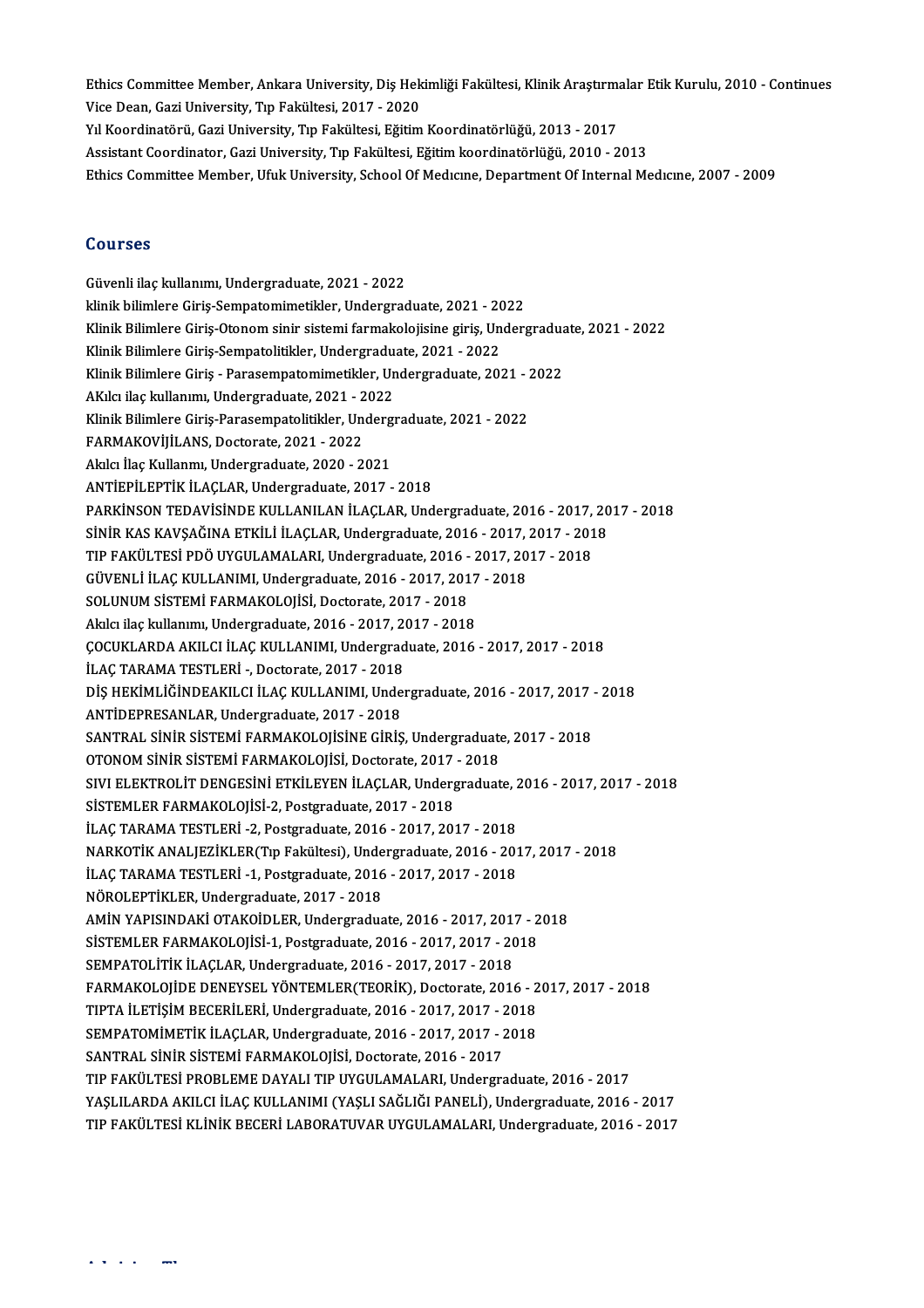Ethics Committee Member, Ankara University, Diş Hekimliği Fakültesi, Klinik Araştırmalar Etik Kurulu, 2010 - Continues
Vice Dean, Gazi University, Tıp Fakültesi, 2017 - 2020
Yıl Koordinatörü, Gazi University, Tıp Fakültesi, Eğitim Koordinatörlüğü, 2013 - 2017
Assistant Coordinator, Gazi University, Tıp Fakültesi, Eğitim koordinatörlüğü, 2010 - 2013
Ethics Committee Member, Ufuk University, School Of Medıcıne, Department Of Internal Medıcıne, 2007 - 2009

## Courses

Güvenli ilaç kullanımı, Undergraduate, 2021 - 2022
klinik bilimlere Giriş-Sempatomimetikler, Undergraduate, 2021 - 2022
Klinik Bilimlere Giriş-Otonom sinir sistemi farmakolojisine giriş, Undergraduate, 2021 - 2022
Klinik Bilimlere Giriş-Sempatolitikler, Undergraduate, 2021 - 2022
Klinik Bilimlere Giriş - Parasempatomimetikler, Undergraduate, 2021 - 2022
AKılcı ilaç kullanımı, Undergraduate, 2021 - 2022
Klinik Bilimlere Giriş-Parasempatolitikler, Undergraduate, 2021 - 2022
FARMAKOVİJİLANS, Doctorate, 2021 - 2022
Akılcı İlaç Kullanmı, Undergraduate, 2020 - 2021
ANTİEPİLEPTİK İLAÇLAR, Undergraduate, 2017 - 2018
PARKİNSON TEDAVİSİNDE KULLANILAN İLAÇLAR, Undergraduate, 2016 - 2017, 2017 - 2018
SİNİR KAS KAVŞAĞINA ETKİLİ İLAÇLAR, Undergraduate, 2016 - 2017, 2017 - 2018
TIP FAKÜLTESİ PDÖ UYGULAMALARI, Undergraduate, 2016 - 2017, 2017 - 2018
GÜVENLİ İLAÇ KULLANIMI, Undergraduate, 2016 - 2017, 2017 - 2018
SOLUNUM SİSTEMİ FARMAKOLOJİSİ, Doctorate, 2017 - 2018
Akılcı ilaç kullanımı, Undergraduate, 2016 - 2017, 2017 - 2018
ÇOCUKLARDA AKILCI İLAÇ KULLANIMI, Undergraduate, 2016 - 2017, 2017 - 2018
İLAÇ TARAMA TESTLERİ -, Doctorate, 2017 - 2018
DİŞ HEKİMLİĞİNDEAKILCI İLAÇ KULLANIMI, Undergraduate, 2016 - 2017, 2017 - 2018
ANTİDEPRESANLAR, Undergraduate, 2017 - 2018
SANTRAL SİNİR SİSTEMİ FARMAKOLOJİSİNE GİRİŞ, Undergraduate, 2017 - 2018
OTONOM SİNİR SİSTEMİ FARMAKOLOJİSİ, Doctorate, 2017 - 2018
SIVI ELEKTROLİT DENGESİNİ ETKİLEYEN İLAÇLAR, Undergraduate, 2016 - 2017, 2017 - 2018
SİSTEMLER FARMAKOLOJİSİ-2, Postgraduate, 2017 - 2018
İLAÇ TARAMA TESTLERİ -2, Postgraduate, 2016 - 2017, 2017 - 2018
NARKOTİK ANALJEZİKLER(Tıp Fakültesi), Undergraduate, 2016 - 2017, 2017 - 2018
İLAÇ TARAMA TESTLERİ -1, Postgraduate, 2016 - 2017, 2017 - 2018
NÖROLEPTİKLER, Undergraduate, 2017 - 2018
AMİN YAPISINDAKİ OTAKOİDLER, Undergraduate, 2016 - 2017, 2017 - 2018
SİSTEMLER FARMAKOLOJİSİ-1, Postgraduate, 2016 - 2017, 2017 - 2018
SEMPATOLİTİK İLAÇLAR, Undergraduate, 2016 - 2017, 2017 - 2018
FARMAKOLOJİDE DENEYSEL YÖNTEMLER(TEORİK), Doctorate, 2016 - 2017, 2017 - 2018
TIPTA İLETİŞİM BECERİLERİ, Undergraduate, 2016 - 2017, 2017 - 2018
SEMPATOMİMETİK İLAÇLAR, Undergraduate, 2016 - 2017, 2017 - 2018
SANTRAL SİNİR SİSTEMİ FARMAKOLOJİSİ, Doctorate, 2016 - 2017
TIP FAKÜLTESİ PROBLEME DAYALI TIP UYGULAMALARI, Undergraduate, 2016 - 2017
YAŞLILARDA AKILCI İLAÇ KULLANIMI (YAŞLI SAĞLIĞI PANELİ), Undergraduate, 2016 - 2017
TIP FAKÜLTESİ KLİNİK BECERİ LABORATUVAR UYGULAMALARI, Undergraduate, 2016 - 2017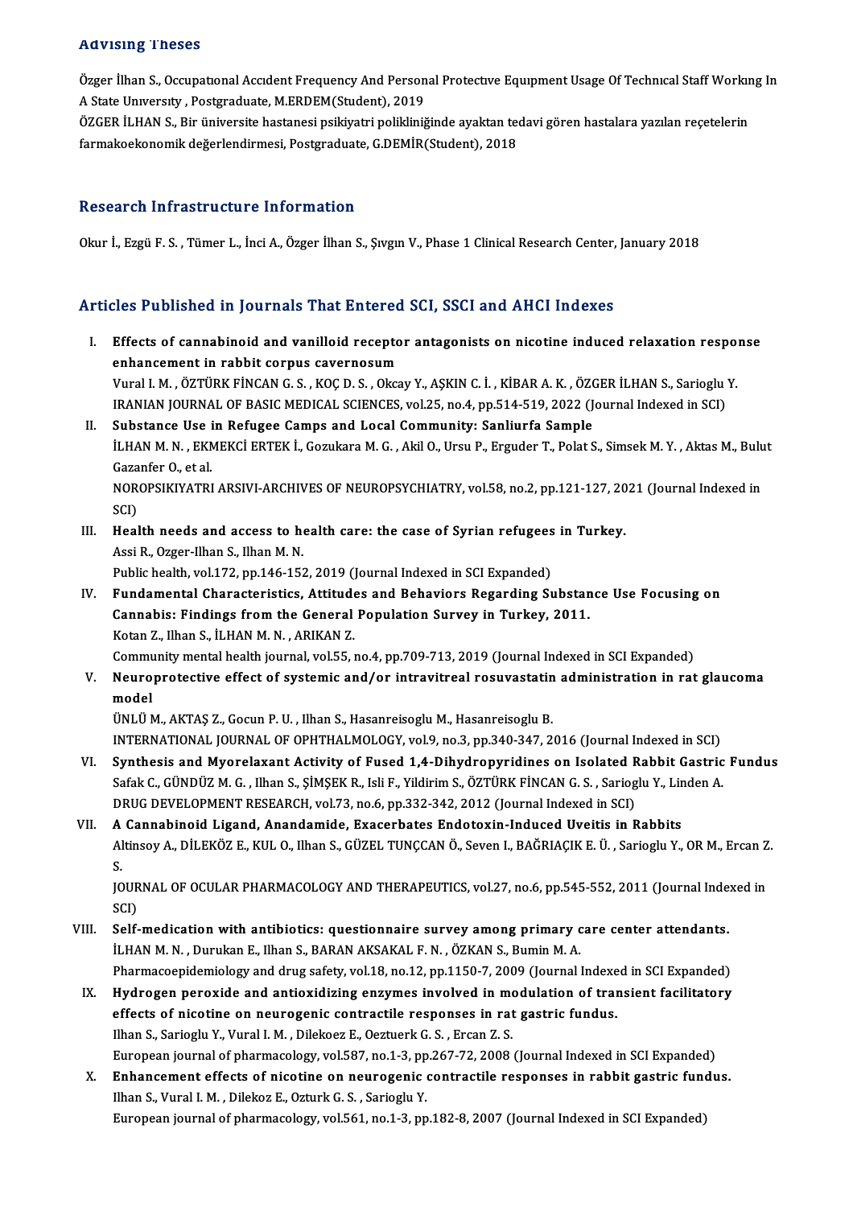## Advising Theses

Özger İlhan S., Occupational Accident Frequency And Personal Protective Equipment Usage Of Technical Staff Working In A State University , Postgraduate, M.ERDEM(Student), 2019

ÖZGER İLHAN S., Bir üniversite hastanesi psikiyatri polikliniğinde ayaktan tedavi gören hastalara yazılan reçetelerin farmakoekonomik değerlendirmesi, Postgraduate, G.DEMİR(Student), 2018

## Research Infrastructure Information

Okur İ., Ezgü F. S. , Tümer L., İnci A., Özger İlhan S., Şıvgın V., Phase 1 Clinical Research Center, January 2018

## Articles Published in Journals That Entered SCI, SSCI and AHCI Indexes

I. **Effects of cannabinoid and vanilloid receptor antagonists on nicotine induced relaxation response enhancement in rabbit corpus cavernosum**
Vural I. M. , ÖZTÜRK FİNCAN G. S. , KOÇ D. S. , Okcay Y., AŞKIN C. İ. , KİBAR A. K. , ÖZGER İLHAN S., Sarioglu Y.
IRANIAN JOURNAL OF BASIC MEDICAL SCIENCES, vol.25, no.4, pp.514-519, 2022 (Journal Indexed in SCI)

II. **Substance Use in Refugee Camps and Local Community: Sanliurfa Sample**
İLHAN M. N. , EKMEKCİ ERTEK İ., Gozukara M. G. , Akil O., Ursu P., Erguder T., Polat S., Simsek M. Y. , Aktas M., Bulut Gazanfer O., et al.
NOROPSIKIYATRI ARSIVI-ARCHIVES OF NEUROPSYCHIATRY, vol.58, no.2, pp.121-127, 2021 (Journal Indexed in SCI)

III. **Health needs and access to health care: the case of Syrian refugees in Turkey.**
Assi R., Ozger-Ilhan S., Ilhan M. N.
Public health, vol.172, pp.146-152, 2019 (Journal Indexed in SCI Expanded)

IV. **Fundamental Characteristics, Attitudes and Behaviors Regarding Substance Use Focusing on Cannabis: Findings from the General Population Survey in Turkey, 2011.**
Kotan Z., Ilhan S., İLHAN M. N. , ARIKAN Z.
Community mental health journal, vol.55, no.4, pp.709-713, 2019 (Journal Indexed in SCI Expanded)

V. **Neuroprotective effect of systemic and/or intravitreal rosuvastatin administration in rat glaucoma model**
ÜNLÜ M., AKTAŞ Z., Gocun P. U. , Ilhan S., Hasanreisoglu M., Hasanreisoglu B.
INTERNATIONAL JOURNAL OF OPHTHALMOLOGY, vol.9, no.3, pp.340-347, 2016 (Journal Indexed in SCI)

VI. **Synthesis and Myorelaxant Activity of Fused 1,4-Dihydropyridines on Isolated Rabbit Gastric Fundus**
Safak C., GÜNDÜZ M. G. , Ilhan S., ŞİMŞEK R., Isli F., Yildirim S., ÖZTÜRK FİNCAN G. S. , Sarioglu Y., Linden A.
DRUG DEVELOPMENT RESEARCH, vol.73, no.6, pp.332-342, 2012 (Journal Indexed in SCI)

VII. **A Cannabinoid Ligand, Anandamide, Exacerbates Endotoxin-Induced Uveitis in Rabbits**
Altinsoy A., DİLEKÖZ E., KUL O., Ilhan S., GÜZEL TUNÇCAN Ö., Seven I., BAĞRIAÇIK E. Ü. , Sarioglu Y., OR M., Ercan Z. S.
JOURNAL OF OCULAR PHARMACOLOGY AND THERAPEUTICS, vol.27, no.6, pp.545-552, 2011 (Journal Indexed in SCI)

VIII. **Self-medication with antibiotics: questionnaire survey among primary care center attendants.**
İLHAN M. N. , Durukan E., Ilhan S., BARAN AKSAKAL F. N. , ÖZKAN S., Bumin M. A.
Pharmacoepidemiology and drug safety, vol.18, no.12, pp.1150-7, 2009 (Journal Indexed in SCI Expanded)

IX. **Hydrogen peroxide and antioxidizing enzymes involved in modulation of transient facilitatory effects of nicotine on neurogenic contractile responses in rat gastric fundus.**
Ilhan S., Sarioglu Y., Vural I. M. , Dilekoez E., Oeztuerk G. S. , Ercan Z. S.
European journal of pharmacology, vol.587, no.1-3, pp.267-72, 2008 (Journal Indexed in SCI Expanded)

X. **Enhancement effects of nicotine on neurogenic contractile responses in rabbit gastric fundus.**
Ilhan S., Vural I. M. , Dilekoz E., Ozturk G. S. , Sarioglu Y.
European journal of pharmacology, vol.561, no.1-3, pp.182-8, 2007 (Journal Indexed in SCI Expanded)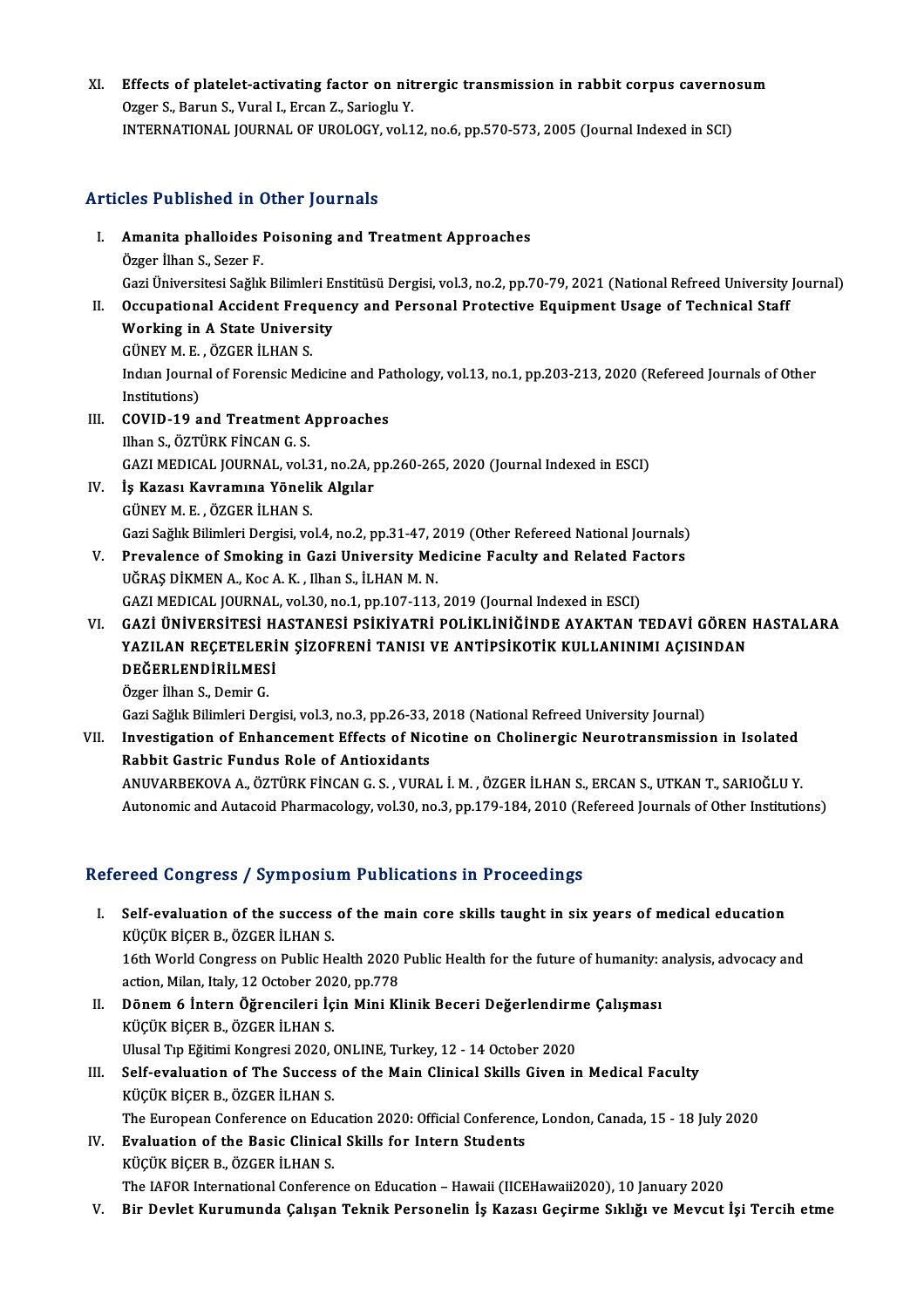XI. **Effects of platelet-activating factor on nitrergic transmission in rabbit corpus cavernosum**
Ozger S., Barun S., Vural I., Ercan Z., Sarioglu Y.
INTERNATIONAL JOURNAL OF UROLOGY, vol.12, no.6, pp.570-573, 2005 (Journal Indexed in SCI)

## Articles Published in Other Journals

I. **Amanita phalloides Poisoning and Treatment Approaches**
Özger İlhan S., Sezer F.
Gazi Üniversitesi Sağlık Bilimleri Enstitüsü Dergisi, vol.3, no.2, pp.70-79, 2021 (National Refreed University Journal)

II. **Occupational Accident Frequency and Personal Protective Equipment Usage of Technical Staff Working in A State University**
GÜNEY M. E. , ÖZGER İLHAN S.
Indıan Journal of Forensic Medicine and Pathology, vol.13, no.1, pp.203-213, 2020 (Refereed Journals of Other Institutions)

III. **COVID-19 and Treatment Approaches**
Ilhan S., ÖZTÜRK FİNCAN G. S.
GAZI MEDICAL JOURNAL, vol.31, no.2A, pp.260-265, 2020 (Journal Indexed in ESCI)

IV. **İş Kazası Kavramına Yönelik Algılar**
GÜNEY M. E. , ÖZGER İLHAN S.
Gazi Sağlık Bilimleri Dergisi, vol.4, no.2, pp.31-47, 2019 (Other Refereed National Journals)

V. **Prevalence of Smoking in Gazi University Medicine Faculty and Related Factors**
UĞRAŞ DİKMEN A., Koc A. K. , Ilhan S., İLHAN M. N.
GAZI MEDICAL JOURNAL, vol.30, no.1, pp.107-113, 2019 (Journal Indexed in ESCI)

VI. **GAZİ ÜNİVERSİTESİ HASTANESİ PSİKİYATRİ POLİKLİNİĞİNDE AYAKTAN TEDAVİ GÖREN HASTALARA YAZILAN REÇETELERİN ŞİZOFRENİ TANISI VE ANTİPSİKOTİK KULLANINIMI AÇISINDAN DEĞERLENDİRİLMESİ**
Özger İlhan S., Demir G.
Gazi Sağlık Bilimleri Dergisi, vol.3, no.3, pp.26-33, 2018 (National Refreed University Journal)

VII. **Investigation of Enhancement Effects of Nicotine on Cholinergic Neurotransmission in Isolated Rabbit Gastric Fundus Role of Antioxidants**
ANUVARBEKOVA A., ÖZTÜRK FİNCAN G. S. , VURAL İ. M. , ÖZGER İLHAN S., ERCAN S., UTKAN T., SARIOĞLU Y.
Autonomic and Autacoid Pharmacology, vol.30, no.3, pp.179-184, 2010 (Refereed Journals of Other Institutions)

## Refereed Congress / Symposium Publications in Proceedings

I. **Self-evaluation of the success of the main core skills taught in six years of medical education**
KÜÇÜK BİÇER B., ÖZGER İLHAN S.
16th World Congress on Public Health 2020 Public Health for the future of humanity: analysis, advocacy and action, Milan, Italy, 12 October 2020, pp.778

II. **Dönem 6 İntern Öğrencileri İçin Mini Klinik Beceri Değerlendirme Çalışması**
KÜÇÜK BİÇER B., ÖZGER İLHAN S.
Ulusal Tıp Eğitimi Kongresi 2020, ONLINE, Turkey, 12 - 14 October 2020

III. **Self-evaluation of The Success of the Main Clinical Skills Given in Medical Faculty**
KÜÇÜK BİÇER B., ÖZGER İLHAN S.
The European Conference on Education 2020: Official Conference, London, Canada, 15 - 18 July 2020

IV. **Evaluation of the Basic Clinical Skills for Intern Students**
KÜÇÜK BİÇER B., ÖZGER İLHAN S.
The IAFOR International Conference on Education – Hawaii (IICEHawaii2020), 10 January 2020

V. **Bir Devlet Kurumunda Çalışan Teknik Personelin İş Kazası Geçirme Sıklığı ve Mevcut İşi Tercih etme**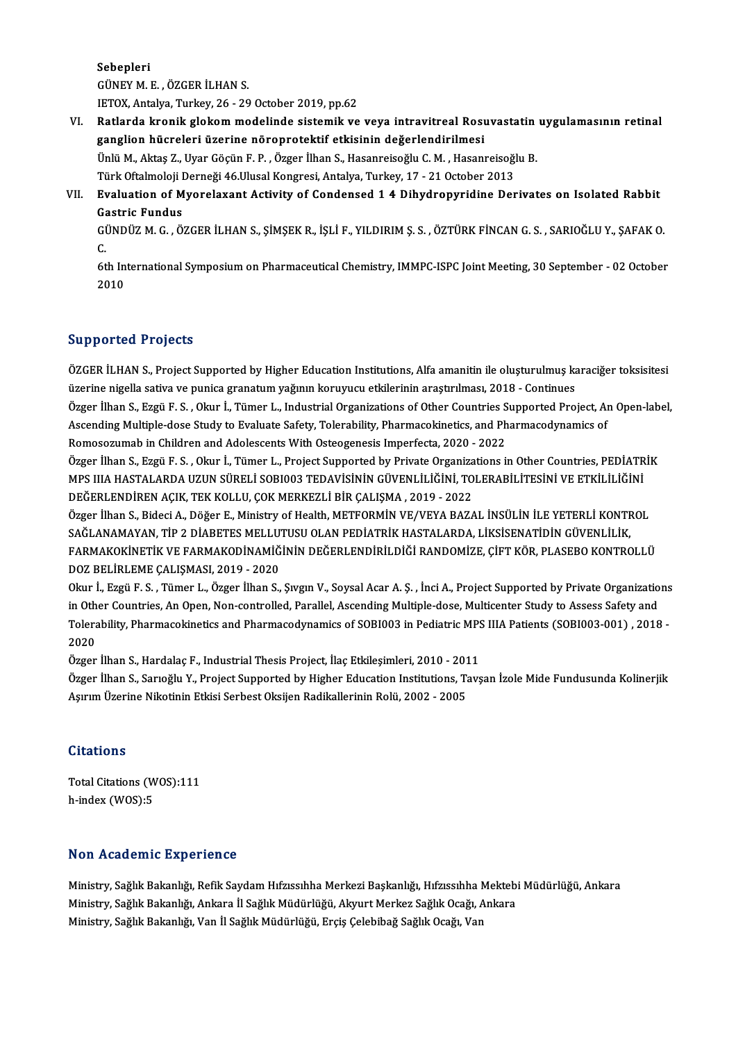Sebepleri
GÜNEY M. E. , ÖZGER İLHAN S.
IETOX, Antalya, Turkey, 26 - 29 October 2019, pp.62

VI. **Ratlarda kronik glokom modelinde sistemik ve veya intravitreal Rosuvastatin uygulamasının retinal ganglion hücreleri üzerine nöroprotektif etkisinin değerlendirilmesi**
Ünlü M., Aktaş Z., Uyar Göçün F. P. , Özger İlhan S., Hasanreisoğlu C. M. , Hasanreisoğlu B.
Türk Oftalmoloji Derneği 46.Ulusal Kongresi, Antalya, Turkey, 17 - 21 October 2013

VII. **Evaluation of Myorelaxant Activity of Condensed 1 4 Dihydropyridine Derivates on Isolated Rabbit Gastric Fundus**
GÜNDÜZ M. G. , ÖZGER İLHAN S., ŞİMŞEK R., İŞLİ F., YILDIRIM Ş. S. , ÖZTÜRK FİNCAN G. S. , SARIOĞLU Y., ŞAFAK O. C.
6th International Symposium on Pharmaceutical Chemistry, IMMPC-ISPC Joint Meeting, 30 September - 02 October 2010

## Supported Projects

ÖZGER İLHAN S., Project Supported by Higher Education Institutions, Alfa amanitin ile oluşturulmuş karaciğer toksisitesi üzerine nigella sativa ve punica granatum yağının koruyucu etkilerinin araştırılması, 2018 - Continues

Özger İlhan S., Ezgü F. S. , Okur İ., Tümer L., Industrial Organizations of Other Countries Supported Project, An Open-label, Ascending Multiple-dose Study to Evaluate Safety, Tolerability, Pharmacokinetics, and Pharmacodynamics of Romosozumab in Children and Adolescents With Osteogenesis Imperfecta, 2020 - 2022

Özger İlhan S., Ezgü F. S. , Okur İ., Tümer L., Project Supported by Private Organizations in Other Countries, PEDİATRİK MPS IIIA HASTALARDA UZUN SÜRELİ SOBI003 TEDAVİSİNİN GÜVENLİLİĞİNİ, TOLERABİLİTESİNİ VE ETKİLİLİĞİNİ DEĞERLENDİREN AÇIK, TEK KOLLU, ÇOK MERKEZLİ BİR ÇALIŞMA , 2019 - 2022

Özger İlhan S., Bideci A., Döğer E., Ministry of Health, METFORMİN VE/VEYA BAZAL İNSÜLİN İLE YETERLİ KONTROL SAĞLANAMAYAN, TİP 2 DİABETES MELLUTUSU OLAN PEDİATRİK HASTALARDA, LİKSİSENATİDİN GÜVENLİLİK, FARMAKOKİNETİK VE FARMAKODİNAMİĞİNİN DEĞERLENDİRİLDİĞİ RANDOMİZE, ÇİFT KÖR, PLASEBO KONTROLLÜ DOZ BELİRLEME ÇALIŞMASI, 2019 - 2020

Okur İ., Ezgü F. S. , Tümer L., Özger İlhan S., Şıvgın V., Soysal Acar A. Ş. , İnci A., Project Supported by Private Organizations in Other Countries, An Open, Non-controlled, Parallel, Ascending Multiple-dose, Multicenter Study to Assess Safety and Tolerability, Pharmacokinetics and Pharmacodynamics of SOBI003 in Pediatric MPS IIIA Patients (SOBI003-001) , 2018 - 2020

Özger İlhan S., Hardalaç F., Industrial Thesis Project, İlaç Etkileşimleri, 2010 - 2011

Özger İlhan S., Sarıoğlu Y., Project Supported by Higher Education Institutions, Tavşan İzole Mide Fundusunda Kolinerjik Aşırım Üzerine Nikotinin Etkisi Serbest Oksijen Radikallerinin Rolü, 2002 - 2005

## Citations

Total Citations (WOS):111
h-index (WOS):5

## Non Academic Experience

Ministry, Sağlık Bakanlığı, Refik Saydam Hıfzıssıhha Merkezi Başkanlığı, Hıfzıssıhha Mektebi Müdürlüğü, Ankara
Ministry, Sağlık Bakanlığı, Ankara İl Sağlık Müdürlüğü, Akyurt Merkez Sağlık Ocağı, Ankara
Ministry, Sağlık Bakanlığı, Van İl Sağlık Müdürlüğü, Erçiş Çelebibağ Sağlık Ocağı, Van